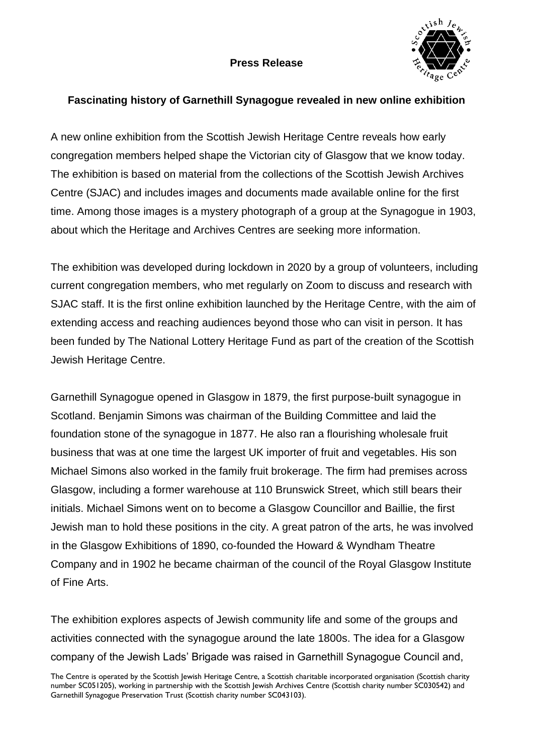**Press Release**

**Fascinating history of Garnethill Synagogue revealed in new online exhibition**

A new online exhibition from the Scottish Jewish Heritage Centre reveals how early congregation members helped shape the Victorian city of Glasgow that we know today. The exhibition is based on material from the collections of the Scottish Jewish Archives Centre (SJAC) and includes images and documents made available online for the first time. Among those images is a mystery photograph of a group at the Synagogue in 1903, about which the Heritage and Archives Centres are seeking more information.

The exhibition was developed during lockdown in 2020 by a group of volunteers, including current congregation members, who met regularly on Zoom to discuss and research with SJAC staff. It is the first online exhibition launched by the Heritage Centre, with the aim of extending access and reaching audiences beyond those who can visit in person. It has been funded by The National Lottery Heritage Fund as part of the creation of the Scottish Jewish Heritage Centre.

Garnethill Synagogue opened in Glasgow in 1879, the first purpose-built synagogue in Scotland. Benjamin Simons was chairman of the Building Committee and laid the foundation stone of the synagogue in 1877. He also ran a flourishing wholesale fruit business that was at one time the largest UK importer of fruit and vegetables. His son Michael Simons also worked in the family fruit brokerage. The firm had premises across Glasgow, including a former warehouse at 110 Brunswick Street, which still bears their initials. Michael Simons went on to become a Glasgow Councillor and Baillie, the first Jewish man to hold these positions in the city. A great patron of the arts, he was involved in the Glasgow Exhibitions of 1890, co-founded the Howard & Wyndham Theatre Company and in 1902 he became chairman of the council of the Royal Glasgow Institute of Fine Arts.

The exhibition explores aspects of Jewish community life and some of the groups and activities connected with the synagogue around the late 1800s. The idea for a Glasgow company of the Jewish Lads' Brigade was raised in Garnethill Synagogue Council and,

The Centre is operated by the Scottish Jewish Heritage Centre, a Scottish charitable incorporated organisation (Scottish charity number SC051205), working in partnership with the Scottish Jewish Archives Centre (Scottish charity number SC030542) and Garnethill Synagogue Preservation Trust (Scottish charity number SC043103).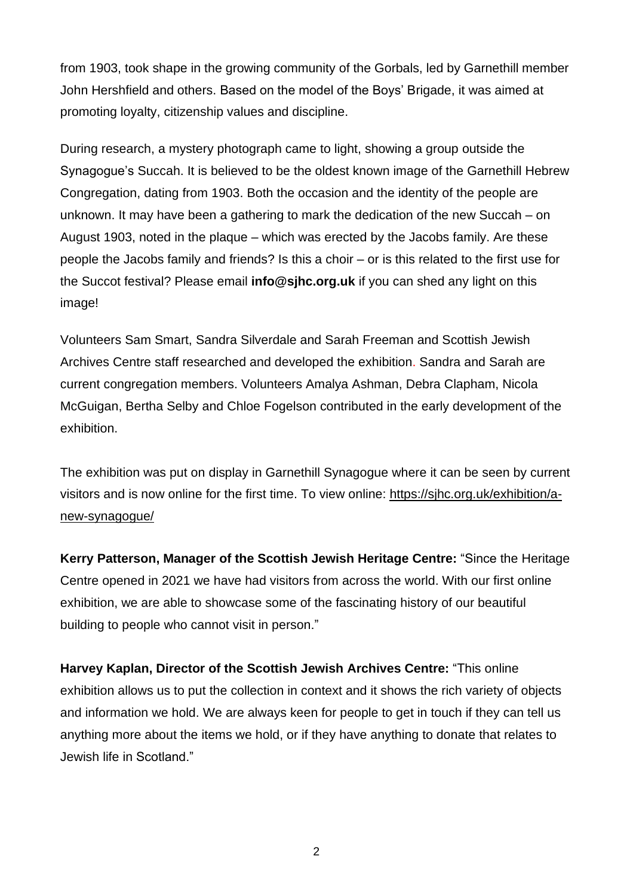from 1903, took shape in the growing community of the Gorbals, led by Garnethill member John Hershfield and others. Based on the model of the Boys' Brigade, it was aimed at promoting loyalty, citizenship values and discipline.

During research, a mystery photograph came to light, showing a group outside the Synagogue's Succah. It is believed to be the oldest known image of the Garnethill Hebrew Congregation, dating from 1903. Both the occasion and the identity of the people are unknown. It may have been a gathering to mark the dedication of the new Succah – on August 1903, noted in the plaque – which was erected by the Jacobs family. Are these people the Jacobs family and friends? Is this a choir – or is this related to the first use for the Succot festival? Please email **info@sjhc.org.uk** if you can shed any light on this image!

Volunteers Sam Smart, Sandra Silverdale and Sarah Freeman and Scottish Jewish Archives Centre staff researched and developed the exhibition. Sandra and Sarah are current congregation members. Volunteers Amalya Ashman, Debra Clapham, Nicola McGuigan, Bertha Selby and Chloe Fogelson contributed in the early development of the exhibition.

The exhibition was put on display in Garnethill Synagogue where it can be seen by current visitors and is now online for the first time. To view online: https://sjhc.org.uk/exhibition/a-new-synagogue/

**Kerry Patterson, Manager of the Scottish Jewish Heritage Centre:** "Since the Heritage Centre opened in 2021 we have had visitors from across the world. With our first online exhibition, we are able to showcase some of the fascinating history of our beautiful building to people who cannot visit in person."

**Harvey Kaplan, Director of the Scottish Jewish Archives Centre:** "This online exhibition allows us to put the collection in context and it shows the rich variety of objects and information we hold. We are always keen for people to get in touch if they can tell us anything more about the items we hold, or if they have anything to donate that relates to Jewish life in Scotland."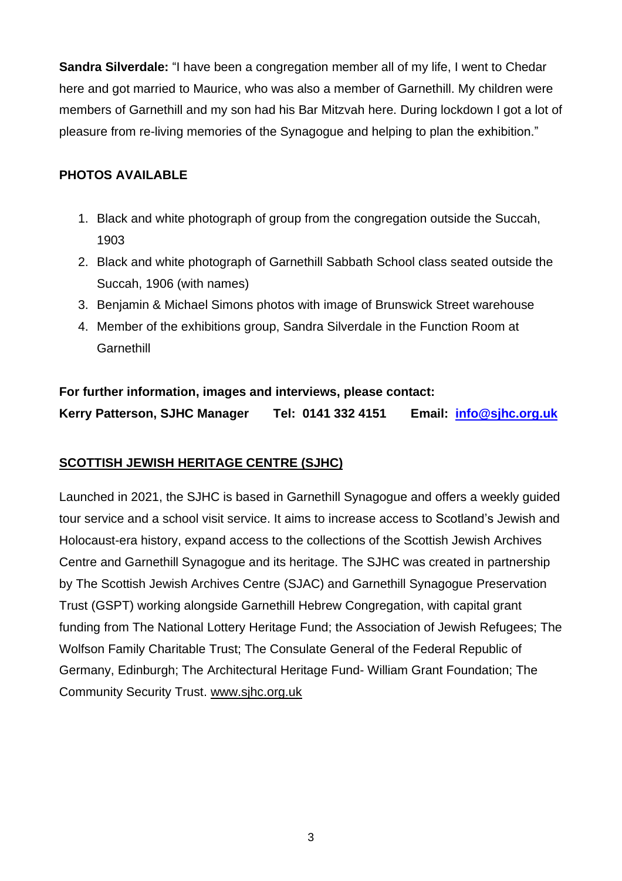**Sandra Silverdale:** "I have been a congregation member all of my life, I went to Chedar here and got married to Maurice, who was also a member of Garnethill. My children were members of Garnethill and my son had his Bar Mitzvah here. During lockdown I got a lot of pleasure from re-living memories of the Synagogue and helping to plan the exhibition."

**PHOTOS AVAILABLE**

1. Black and white photograph of group from the congregation outside the Succah, 1903
2. Black and white photograph of Garnethill Sabbath School class seated outside the Succah, 1906 (with names)
3. Benjamin & Michael Simons photos with image of Brunswick Street warehouse
4. Member of the exhibitions group, Sandra Silverdale in the Function Room at Garnethill

**For further information, images and interviews, please contact:**
**Kerry Patterson, SJHC Manager Tel: 0141 332 4151 Email: [info@sjhc.org.uk](mailto:info@sjhc.org.uk)**

**SCOTTISH JEWISH HERITAGE CENTRE (SJHC)**

Launched in 2021, the SJHC is based in Garnethill Synagogue and offers a weekly guided tour service and a school visit service. It aims to increase access to Scotland's Jewish and Holocaust-era history, expand access to the collections of the Scottish Jewish Archives Centre and Garnethill Synagogue and its heritage. The SJHC was created in partnership by The Scottish Jewish Archives Centre (SJAC) and Garnethill Synagogue Preservation Trust (GSPT) working alongside Garnethill Hebrew Congregation, with capital grant funding from The National Lottery Heritage Fund; the Association of Jewish Refugees; The Wolfson Family Charitable Trust; The Consulate General of the Federal Republic of Germany, Edinburgh; The Architectural Heritage Fund- William Grant Foundation; The Community Security Trust. www.sjhc.org.uk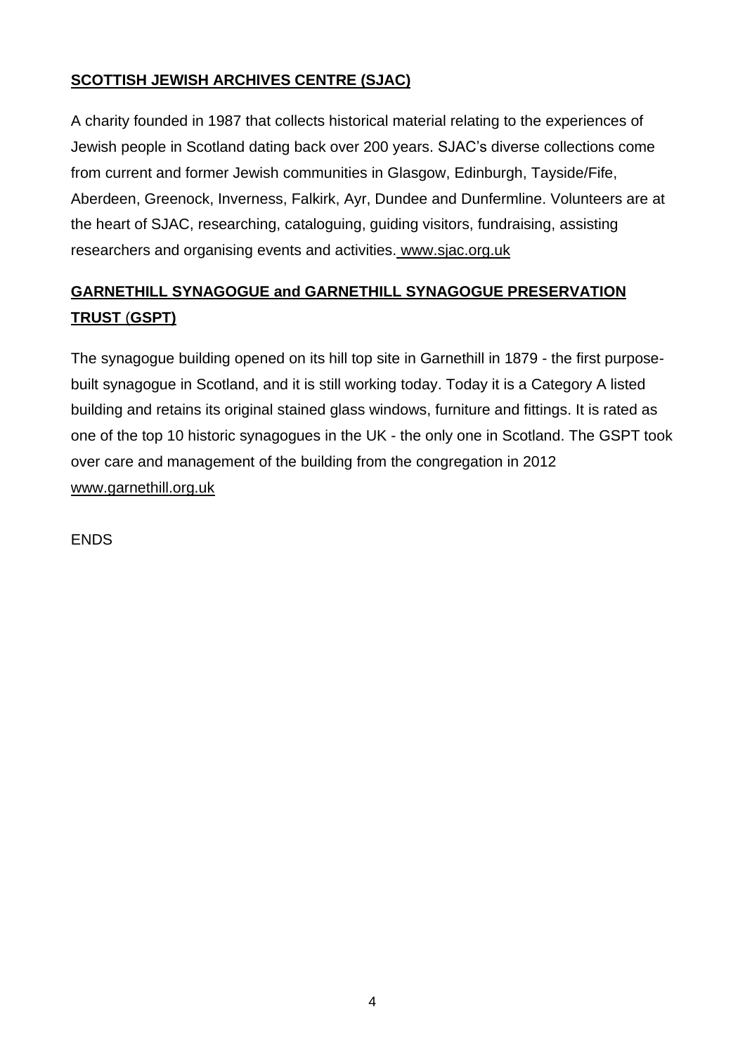## SCOTTISH JEWISH ARCHIVES CENTRE (SJAC)

A charity founded in 1987 that collects historical material relating to the experiences of Jewish people in Scotland dating back over 200 years. SJAC's diverse collections come from current and former Jewish communities in Glasgow, Edinburgh, Tayside/Fife, Aberdeen, Greenock, Inverness, Falkirk, Ayr, Dundee and Dunfermline. Volunteers are at the heart of SJAC, researching, cataloguing, guiding visitors, fundraising, assisting researchers and organising events and activities. www.sjac.org.uk

## GARNETHILL SYNAGOGUE and GARNETHILL SYNAGOGUE PRESERVATION TRUST (GSPT)

The synagogue building opened on its hill top site in Garnethill in 1879 - the first purpose-built synagogue in Scotland, and it is still working today. Today it is a Category A listed building and retains its original stained glass windows, furniture and fittings. It is rated as one of the top 10 historic synagogues in the UK - the only one in Scotland. The GSPT took over care and management of the building from the congregation in 2012 www.garnethill.org.uk

ENDS